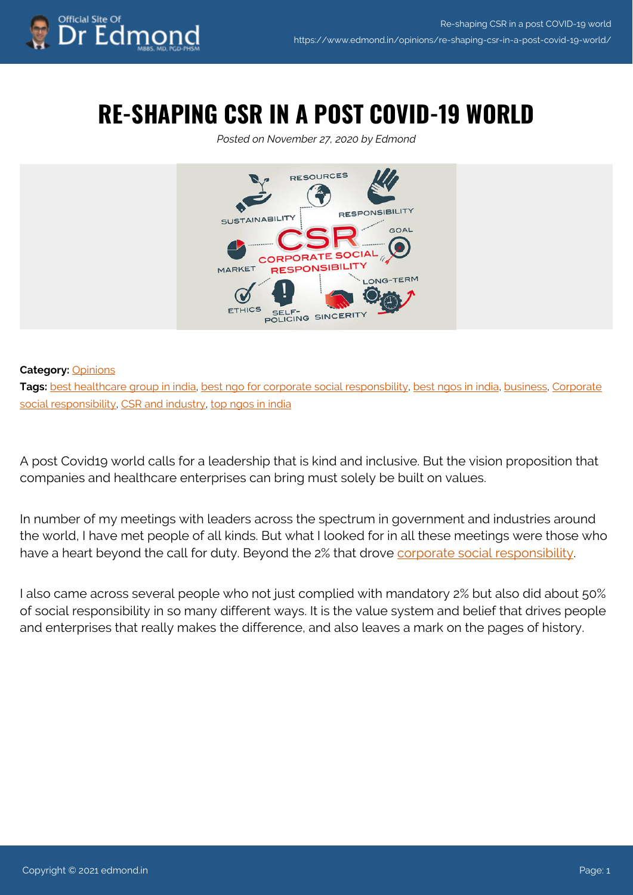# RE-SHAPING CSR IN A POST COVID-19 WORLD

*Posted on November 27, 2020 by Edmond*

**Category:** Opinions
**Tags:** best healthcare group in india, best ngo for corporate social responsbility, best ngos in india, business, Corporate social responsibility, CSR and industry, top ngos in india

A post Covid19 world calls for a leadership that is kind and inclusive. But the vision proposition that companies and healthcare enterprises can bring must solely be built on values.

In number of my meetings with leaders across the spectrum in government and industries around the world, I have met people of all kinds. But what I looked for in all these meetings were those who have a heart beyond the call for duty. Beyond the 2% that drove corporate social responsibility.

I also came across several people who not just complied with mandatory 2% but also did about 50% of social responsibility in so many different ways. It is the value system and belief that drives people and enterprises that really makes the difference, and also leaves a mark on the pages of history.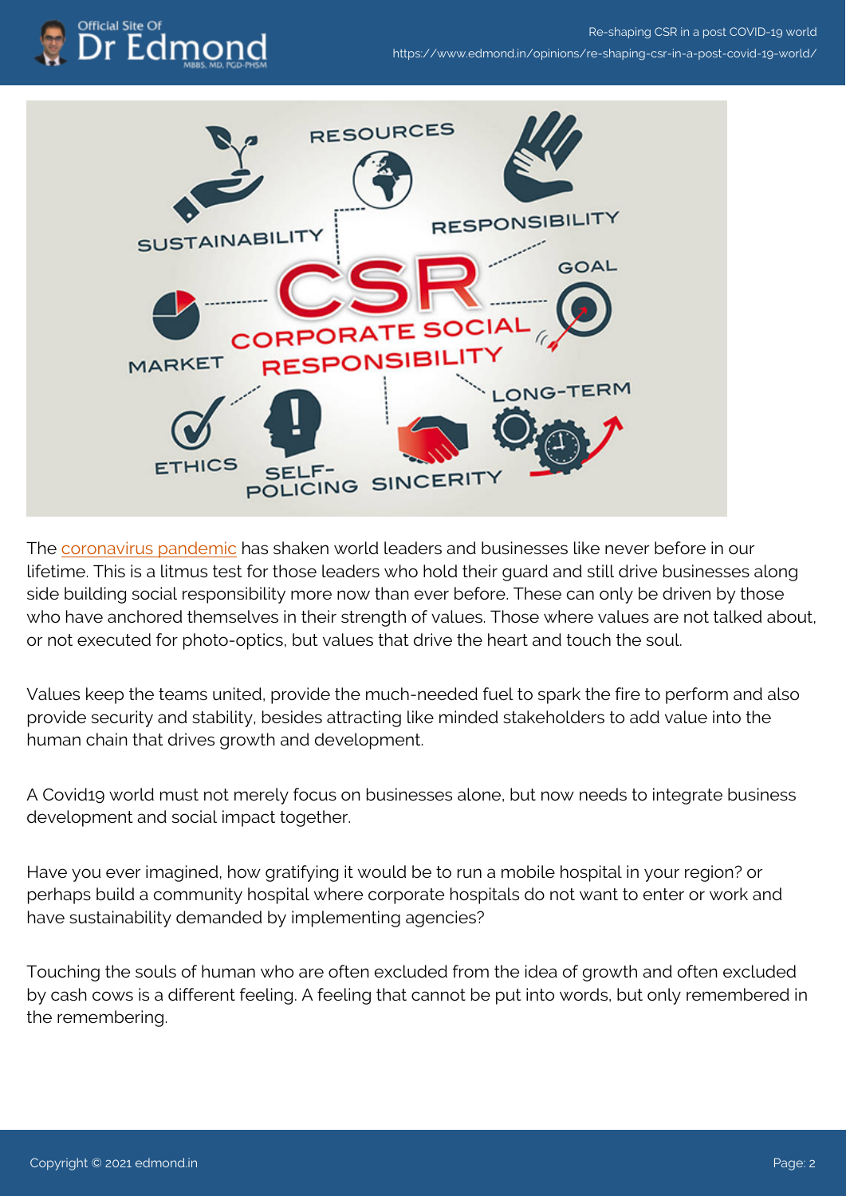The [coronavirus pandemic](#) has shaken world leaders and businesses like never before in our lifetime. This is a litmus test for those leaders who hold their guard and still drive businesses along side building social responsibility more now than ever before. These can only be driven by those who have anchored themselves in their strength of values. Those where values are not talked about, or not executed for photo-optics, but values that drive the heart and touch the soul.

Values keep the teams united, provide the much-needed fuel to spark the fire to perform and also provide security and stability, besides attracting like minded stakeholders to add value into the human chain that drives growth and development.

A Covid19 world must not merely focus on businesses alone, but now needs to integrate business development and social impact together.

Have you ever imagined, how gratifying it would be to run a mobile hospital in your region? or perhaps build a community hospital where corporate hospitals do not want to enter or work and have sustainability demanded by implementing agencies?

Touching the souls of human who are often excluded from the idea of growth and often excluded by cash cows is a different feeling. A feeling that cannot be put into words, but only remembered in the remembering.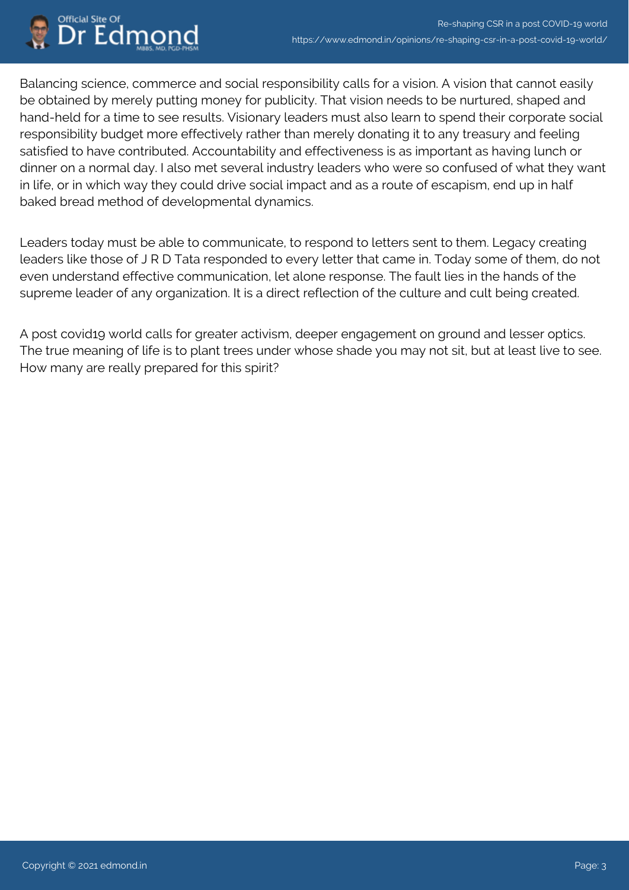Balancing science, commerce and social responsibility calls for a vision. A vision that cannot easily be obtained by merely putting money for publicity. That vision needs to be nurtured, shaped and hand-held for a time to see results. Visionary leaders must also learn to spend their corporate social responsibility budget more effectively rather than merely donating it to any treasury and feeling satisfied to have contributed. Accountability and effectiveness is as important as having lunch or dinner on a normal day. I also met several industry leaders who were so confused of what they want in life, or in which way they could drive social impact and as a route of escapism, end up in half baked bread method of developmental dynamics.

Leaders today must be able to communicate, to respond to letters sent to them. Legacy creating leaders like those of J R D Tata responded to every letter that came in. Today some of them, do not even understand effective communication, let alone response. The fault lies in the hands of the supreme leader of any organization. It is a direct reflection of the culture and cult being created.

A post covid19 world calls for greater activism, deeper engagement on ground and lesser optics. The true meaning of life is to plant trees under whose shade you may not sit, but at least live to see. How many are really prepared for this spirit?